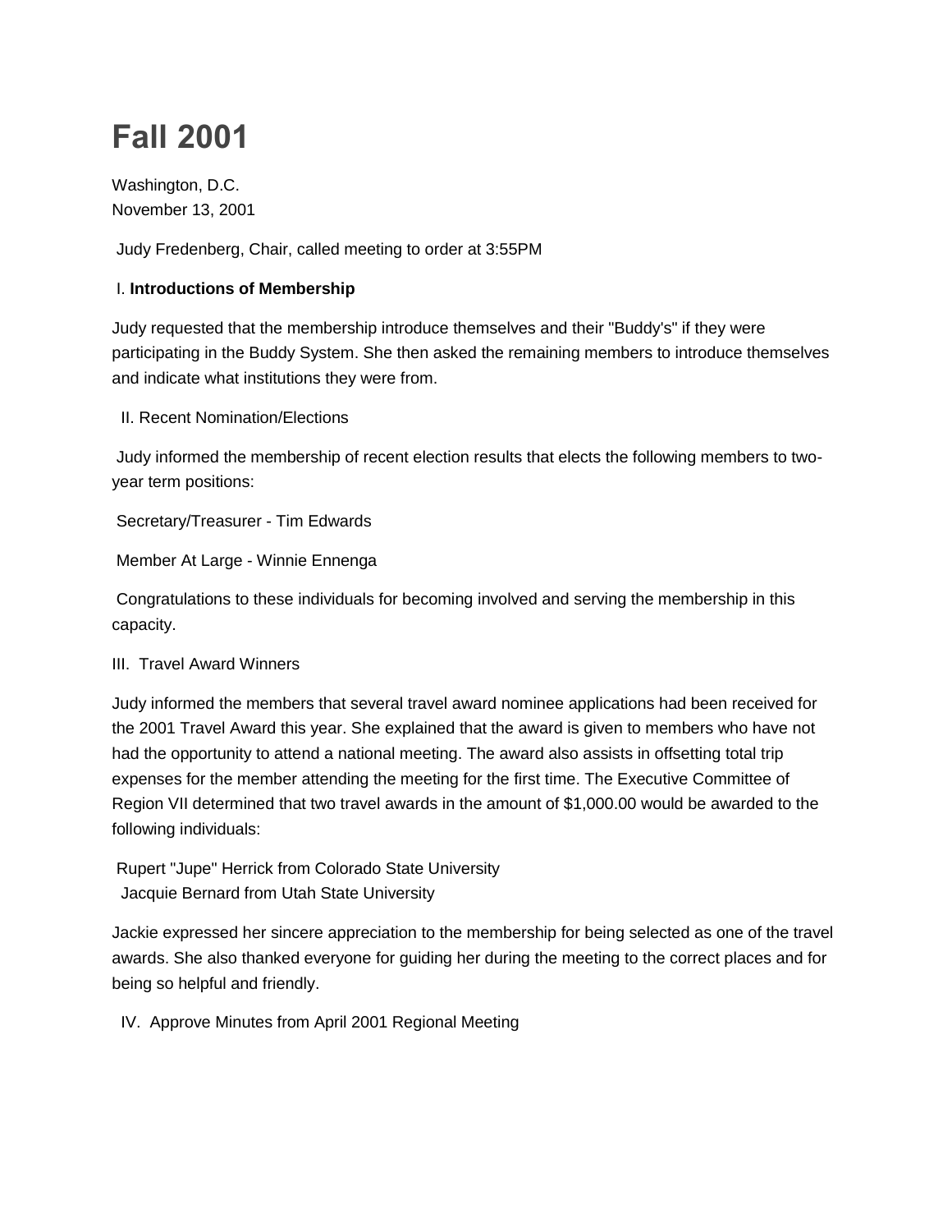# Fall 2001

Washington, D.C.
November 13, 2001

Judy Fredenberg, Chair, called meeting to order at 3:55PM

I. **Introductions of Membership**

Judy requested that the membership introduce themselves and their "Buddy's" if they were participating in the Buddy System. She then asked the remaining members to introduce themselves and indicate what institutions they were from.

II. Recent Nomination/Elections

Judy informed the membership of recent election results that elects the following members to two-year term positions:

Secretary/Treasurer - Tim Edwards

Member At Large - Winnie Ennenga

Congratulations to these individuals for becoming involved and serving the membership in this capacity.

III. Travel Award Winners

Judy informed the members that several travel award nominee applications had been received for the 2001 Travel Award this year. She explained that the award is given to members who have not had the opportunity to attend a national meeting. The award also assists in offsetting total trip expenses for the member attending the meeting for the first time. The Executive Committee of Region VII determined that two travel awards in the amount of $1,000.00 would be awarded to the following individuals:

Rupert "Jupe" Herrick from Colorado State University
Jacquie Bernard from Utah State University

Jackie expressed her sincere appreciation to the membership for being selected as one of the travel awards. She also thanked everyone for guiding her during the meeting to the correct places and for being so helpful and friendly.

IV. Approve Minutes from April 2001 Regional Meeting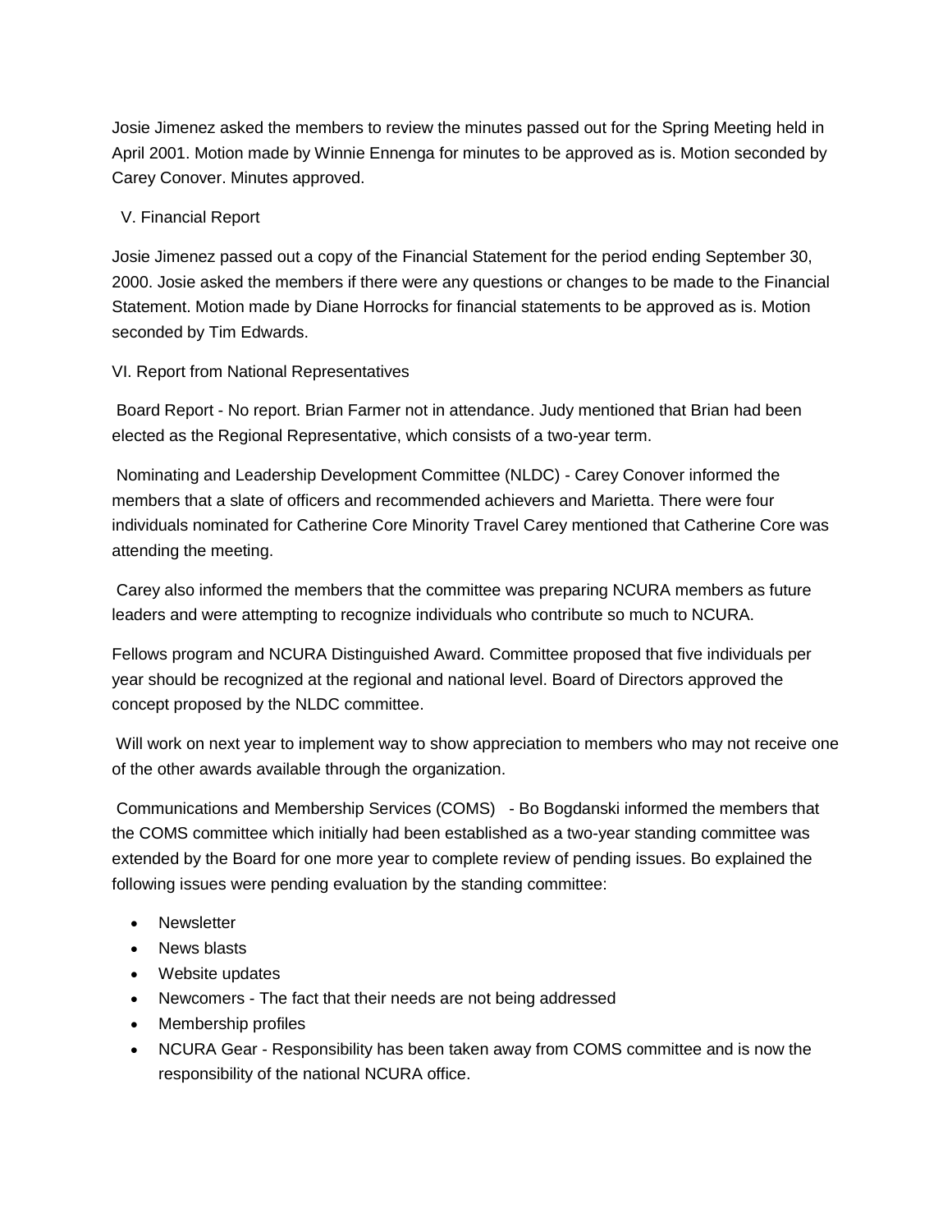Josie Jimenez asked the members to review the minutes passed out for the Spring Meeting held in April 2001. Motion made by Winnie Ennenga for minutes to be approved as is. Motion seconded by Carey Conover. Minutes approved.

V. Financial Report

Josie Jimenez passed out a copy of the Financial Statement for the period ending September 30, 2000. Josie asked the members if there were any questions or changes to be made to the Financial Statement. Motion made by Diane Horrocks for financial statements to be approved as is. Motion seconded by Tim Edwards.

VI. Report from National Representatives

Board Report - No report. Brian Farmer not in attendance. Judy mentioned that Brian had been elected as the Regional Representative, which consists of a two-year term.

Nominating and Leadership Development Committee (NLDC) - Carey Conover informed the members that a slate of officers and recommended achievers and Marietta. There were four individuals nominated for Catherine Core Minority Travel Carey mentioned that Catherine Core was attending the meeting.

Carey also informed the members that the committee was preparing NCURA members as future leaders and were attempting to recognize individuals who contribute so much to NCURA.

Fellows program and NCURA Distinguished Award. Committee proposed that five individuals per year should be recognized at the regional and national level. Board of Directors approved the concept proposed by the NLDC committee.

Will work on next year to implement way to show appreciation to members who may not receive one of the other awards available through the organization.

Communications and Membership Services (COMS) - Bo Bogdanski informed the members that the COMS committee which initially had been established as a two-year standing committee was extended by the Board for one more year to complete review of pending issues. Bo explained the following issues were pending evaluation by the standing committee:

- Newsletter
- News blasts
- Website updates
- Newcomers - The fact that their needs are not being addressed
- Membership profiles
- NCURA Gear - Responsibility has been taken away from COMS committee and is now the responsibility of the national NCURA office.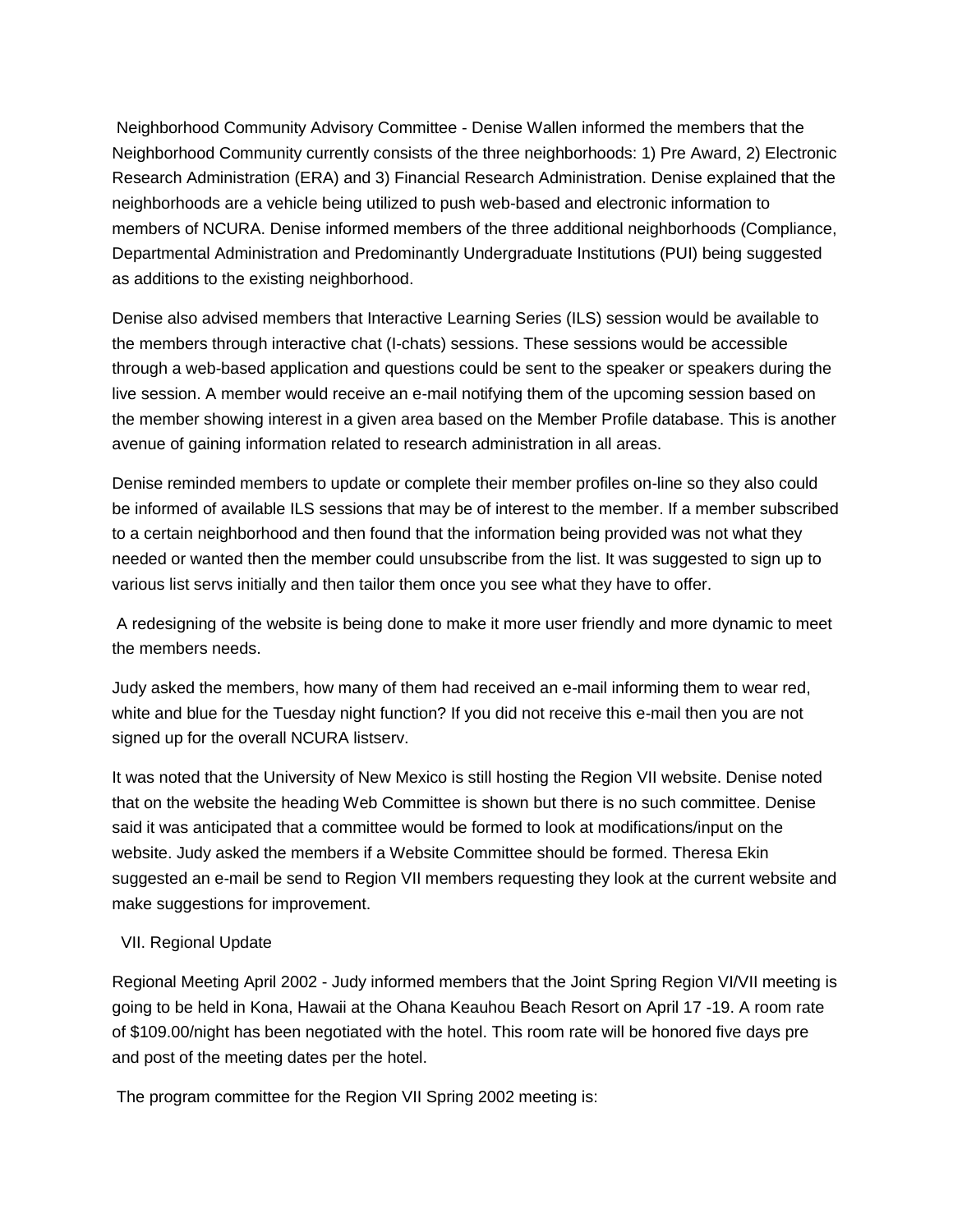Neighborhood Community Advisory Committee - Denise Wallen informed the members that the Neighborhood Community currently consists of the three neighborhoods: 1) Pre Award, 2) Electronic Research Administration (ERA) and 3) Financial Research Administration. Denise explained that the neighborhoods are a vehicle being utilized to push web-based and electronic information to members of NCURA. Denise informed members of the three additional neighborhoods (Compliance, Departmental Administration and Predominantly Undergraduate Institutions (PUI) being suggested as additions to the existing neighborhood.

Denise also advised members that Interactive Learning Series (ILS) session would be available to the members through interactive chat (I-chats) sessions. These sessions would be accessible through a web-based application and questions could be sent to the speaker or speakers during the live session. A member would receive an e-mail notifying them of the upcoming session based on the member showing interest in a given area based on the Member Profile database. This is another avenue of gaining information related to research administration in all areas.

Denise reminded members to update or complete their member profiles on-line so they also could be informed of available ILS sessions that may be of interest to the member. If a member subscribed to a certain neighborhood and then found that the information being provided was not what they needed or wanted then the member could unsubscribe from the list. It was suggested to sign up to various list servs initially and then tailor them once you see what they have to offer.

A redesigning of the website is being done to make it more user friendly and more dynamic to meet the members needs.

Judy asked the members, how many of them had received an e-mail informing them to wear red, white and blue for the Tuesday night function? If you did not receive this e-mail then you are not signed up for the overall NCURA listserv.

It was noted that the University of New Mexico is still hosting the Region VII website. Denise noted that on the website the heading Web Committee is shown but there is no such committee. Denise said it was anticipated that a committee would be formed to look at modifications/input on the website. Judy asked the members if a Website Committee should be formed. Theresa Ekin suggested an e-mail be send to Region VII members requesting they look at the current website and make suggestions for improvement.

VII. Regional Update

Regional Meeting April 2002 - Judy informed members that the Joint Spring Region VI/VII meeting is going to be held in Kona, Hawaii at the Ohana Keauhou Beach Resort on April 17 -19. A room rate of $109.00/night has been negotiated with the hotel. This room rate will be honored five days pre and post of the meeting dates per the hotel.

The program committee for the Region VII Spring 2002 meeting is: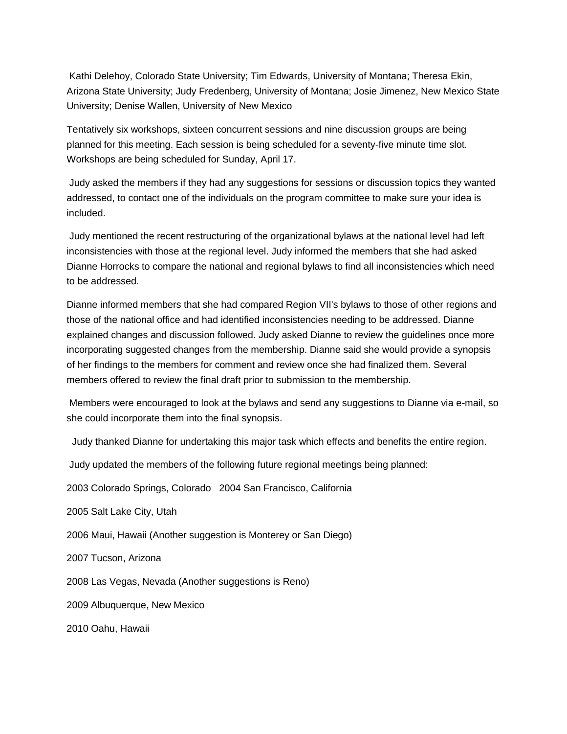Kathi Delehoy, Colorado State University; Tim Edwards, University of Montana; Theresa Ekin, Arizona State University; Judy Fredenberg, University of Montana; Josie Jimenez, New Mexico State University; Denise Wallen, University of New Mexico

Tentatively six workshops, sixteen concurrent sessions and nine discussion groups are being planned for this meeting. Each session is being scheduled for a seventy-five minute time slot. Workshops are being scheduled for Sunday, April 17.

Judy asked the members if they had any suggestions for sessions or discussion topics they wanted addressed, to contact one of the individuals on the program committee to make sure your idea is included.

Judy mentioned the recent restructuring of the organizational bylaws at the national level had left inconsistencies with those at the regional level. Judy informed the members that she had asked Dianne Horrocks to compare the national and regional bylaws to find all inconsistencies which need to be addressed.

Dianne informed members that she had compared Region VII's bylaws to those of other regions and those of the national office and had identified inconsistencies needing to be addressed. Dianne explained changes and discussion followed. Judy asked Dianne to review the guidelines once more incorporating suggested changes from the membership. Dianne said she would provide a synopsis of her findings to the members for comment and review once she had finalized them. Several members offered to review the final draft prior to submission to the membership.

Members were encouraged to look at the bylaws and send any suggestions to Dianne via e-mail, so she could incorporate them into the final synopsis.

Judy thanked Dianne for undertaking this major task which effects and benefits the entire region.

Judy updated the members of the following future regional meetings being planned:

2003 Colorado Springs, Colorado   2004 San Francisco, California

2005 Salt Lake City, Utah

2006 Maui, Hawaii (Another suggestion is Monterey or San Diego)

2007 Tucson, Arizona

2008 Las Vegas, Nevada (Another suggestions is Reno)

2009 Albuquerque, New Mexico

2010 Oahu, Hawaii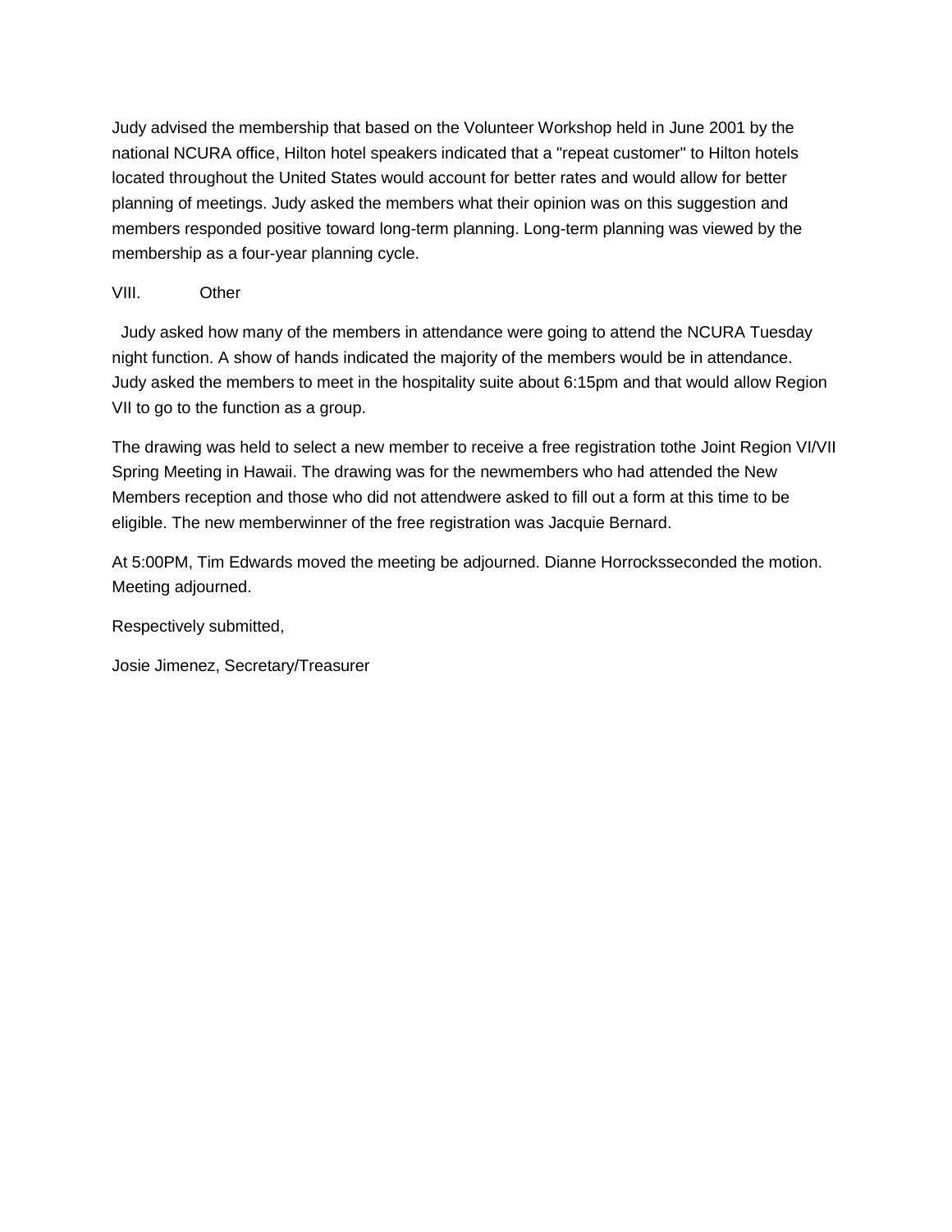Judy advised the membership that based on the Volunteer Workshop held in June 2001 by the national NCURA office, Hilton hotel speakers indicated that a "repeat customer" to Hilton hotels located throughout the United States would account for better rates and would allow for better planning of meetings. Judy asked the members what their opinion was on this suggestion and members responded positive toward long-term planning. Long-term planning was viewed by the membership as a four-year planning cycle.

VIII. Other

Judy asked how many of the members in attendance were going to attend the NCURA Tuesday night function. A show of hands indicated the majority of the members would be in attendance. Judy asked the members to meet in the hospitality suite about 6:15pm and that would allow Region VII to go to the function as a group.

The drawing was held to select a new member to receive a free registration tothe Joint Region VI/VII Spring Meeting in Hawaii. The drawing was for the newmembers who had attended the New Members reception and those who did not attendwere asked to fill out a form at this time to be eligible. The new memberwinner of the free registration was Jacquie Bernard.

At 5:00PM, Tim Edwards moved the meeting be adjourned. Dianne Horrocksseconded the motion. Meeting adjourned.

Respectively submitted,

Josie Jimenez, Secretary/Treasurer